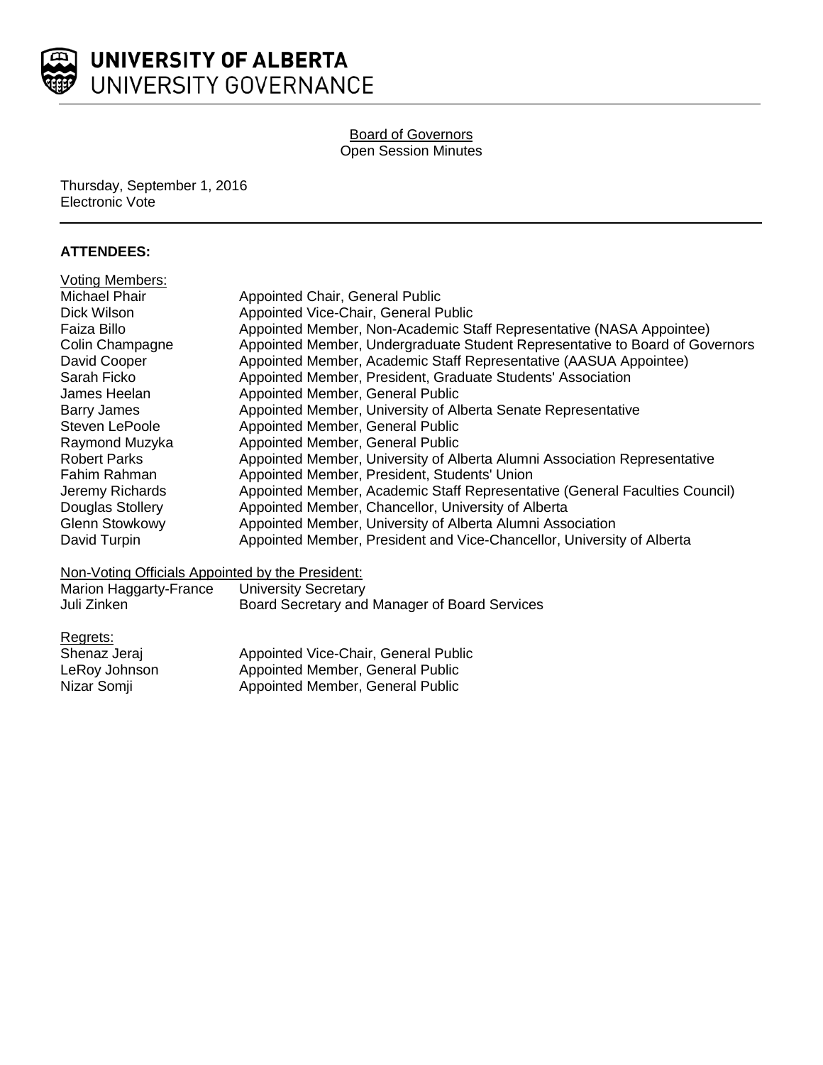**UNIVERSITY OF ALBERTA**
UNIVERSITY GOVERNANCE

<u>Board of Governors</u>
Open Session Minutes

Thursday, September 1, 2016
Electronic Vote

## ATTENDEES:

<u>Voting Members:</u>

| | |
|---|---|
| Michael Phair | Appointed Chair, General Public |
| Dick Wilson | Appointed Vice-Chair, General Public |
| Faiza Billo | Appointed Member, Non-Academic Staff Representative (NASA Appointee) |
| Colin Champagne | Appointed Member, Undergraduate Student Representative to Board of Governors |
| David Cooper | Appointed Member, Academic Staff Representative (AASUA Appointee) |
| Sarah Ficko | Appointed Member, President, Graduate Students' Association |
| James Heelan | Appointed Member, General Public |
| Barry James | Appointed Member, University of Alberta Senate Representative |
| Steven LePoole | Appointed Member, General Public |
| Raymond Muzyka | Appointed Member, General Public |
| Robert Parks | Appointed Member, University of Alberta Alumni Association Representative |
| Fahim Rahman | Appointed Member, President, Students' Union |
| Jeremy Richards | Appointed Member, Academic Staff Representative (General Faculties Council) |
| Douglas Stollery | Appointed Member, Chancellor, University of Alberta |
| Glenn Stowkowy | Appointed Member, University of Alberta Alumni Association |
| David Turpin | Appointed Member, President and Vice-Chancellor, University of Alberta |

<u>Non-Voting Officials Appointed by the President:</u>

| | |
|---|---|
| Marion Haggarty-France | University Secretary |
| Juli Zinken | Board Secretary and Manager of Board Services |

<u>Regrets:</u>

| | |
|---|---|
| Shenaz Jeraj | Appointed Vice-Chair, General Public |
| LeRoy Johnson | Appointed Member, General Public |
| Nizar Somji | Appointed Member, General Public |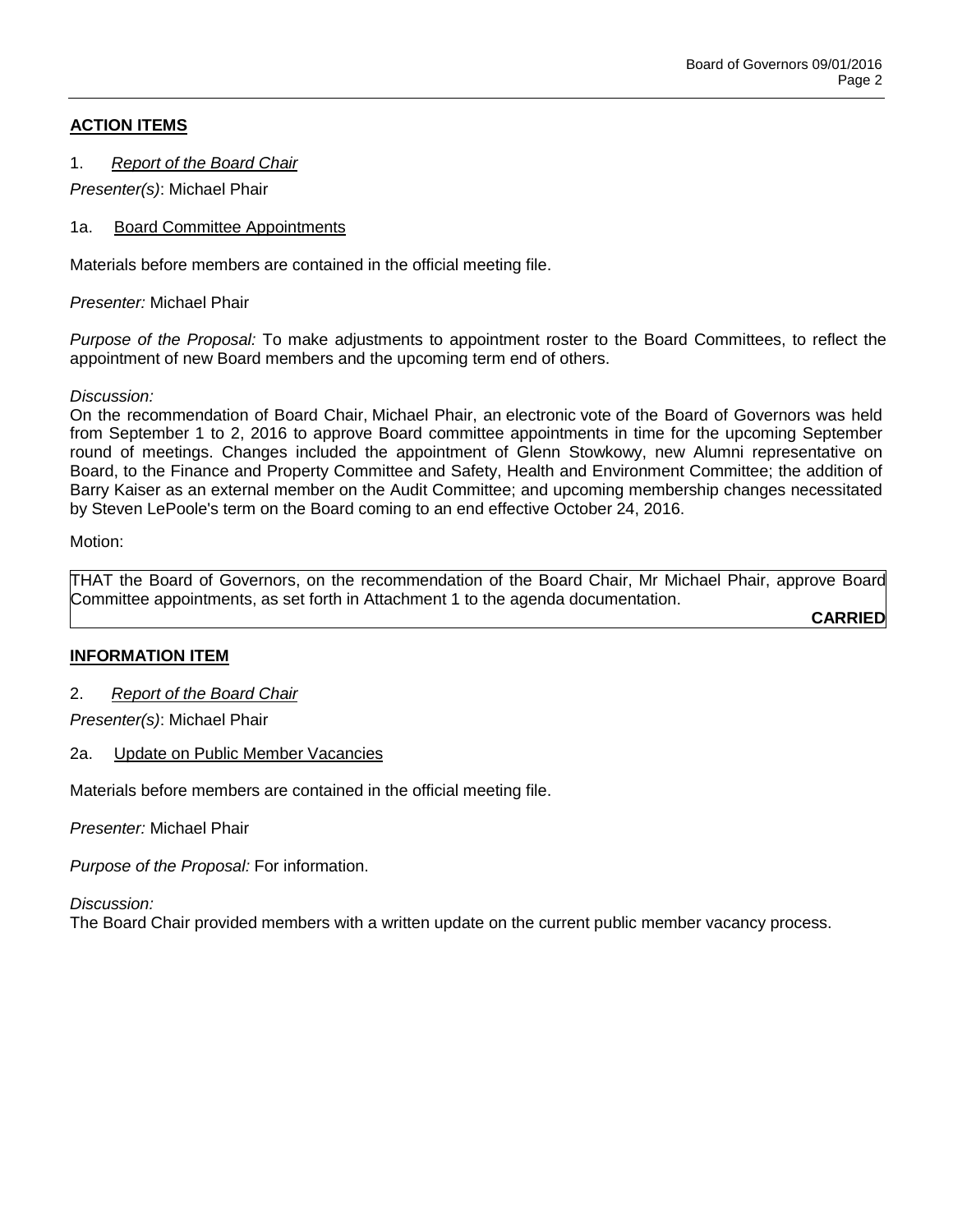## ACTION ITEMS

1. *Report of the Board Chair*

*Presenter(s)*: Michael Phair

1a. Board Committee Appointments

Materials before members are contained in the official meeting file.

*Presenter:* Michael Phair

*Purpose of the Proposal:* To make adjustments to appointment roster to the Board Committees, to reflect the appointment of new Board members and the upcoming term end of others.

*Discussion:*
On the recommendation of Board Chair, Michael Phair, an electronic vote of the Board of Governors was held from September 1 to 2, 2016 to approve Board committee appointments in time for the upcoming September round of meetings. Changes included the appointment of Glenn Stowkowy, new Alumni representative on Board, to the Finance and Property Committee and Safety, Health and Environment Committee; the addition of Barry Kaiser as an external member on the Audit Committee; and upcoming membership changes necessitated by Steven LePoole's term on the Board coming to an end effective October 24, 2016.

Motion:

THAT the Board of Governors, on the recommendation of the Board Chair, Mr Michael Phair, approve Board Committee appointments, as set forth in Attachment 1 to the agenda documentation.

**CARRIED**

## INFORMATION ITEM

2. *Report of the Board Chair*

*Presenter(s)*: Michael Phair

2a. Update on Public Member Vacancies

Materials before members are contained in the official meeting file.

*Presenter:* Michael Phair

*Purpose of the Proposal:* For information.

*Discussion:*
The Board Chair provided members with a written update on the current public member vacancy process.